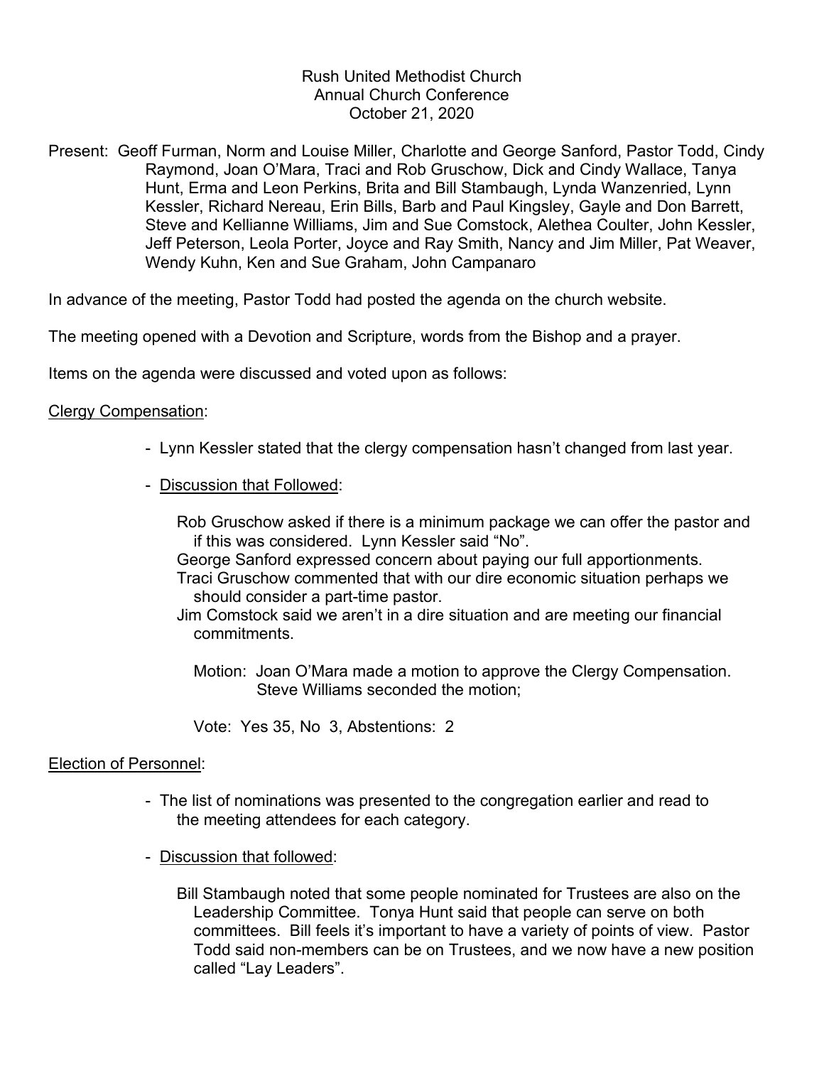Rush United Methodist Church
Annual Church Conference
October 21, 2020

Present: Geoff Furman, Norm and Louise Miller, Charlotte and George Sanford, Pastor Todd, Cindy Raymond, Joan O'Mara, Traci and Rob Gruschow, Dick and Cindy Wallace, Tanya Hunt, Erma and Leon Perkins, Brita and Bill Stambaugh, Lynda Wanzenried, Lynn Kessler, Richard Nereau, Erin Bills, Barb and Paul Kingsley, Gayle and Don Barrett, Steve and Kellianne Williams, Jim and Sue Comstock, Alethea Coulter, John Kessler, Jeff Peterson, Leola Porter, Joyce and Ray Smith, Nancy and Jim Miller, Pat Weaver, Wendy Kuhn, Ken and Sue Graham, John Campanaro

In advance of the meeting, Pastor Todd had posted the agenda on the church website.

The meeting opened with a Devotion and Scripture, words from the Bishop and a prayer.

Items on the agenda were discussed and voted upon as follows:

Clergy Compensation:

- Lynn Kessler stated that the clergy compensation hasn't changed from last year.
- Discussion that Followed:

  Rob Gruschow asked if there is a minimum package we can offer the pastor and if this was considered. Lynn Kessler said "No".
  George Sanford expressed concern about paying our full apportionments.
  Traci Gruschow commented that with our dire economic situation perhaps we should consider a part-time pastor.
  Jim Comstock said we aren't in a dire situation and are meeting our financial commitments.

  Motion: Joan O'Mara made a motion to approve the Clergy Compensation. Steve Williams seconded the motion;

  Vote: Yes 35, No 3, Abstentions: 2

Election of Personnel:

- The list of nominations was presented to the congregation earlier and read to the meeting attendees for each category.
- Discussion that followed:

  Bill Stambaugh noted that some people nominated for Trustees are also on the Leadership Committee. Tonya Hunt said that people can serve on both committees. Bill feels it's important to have a variety of points of view. Pastor Todd said non-members can be on Trustees, and we now have a new position called "Lay Leaders".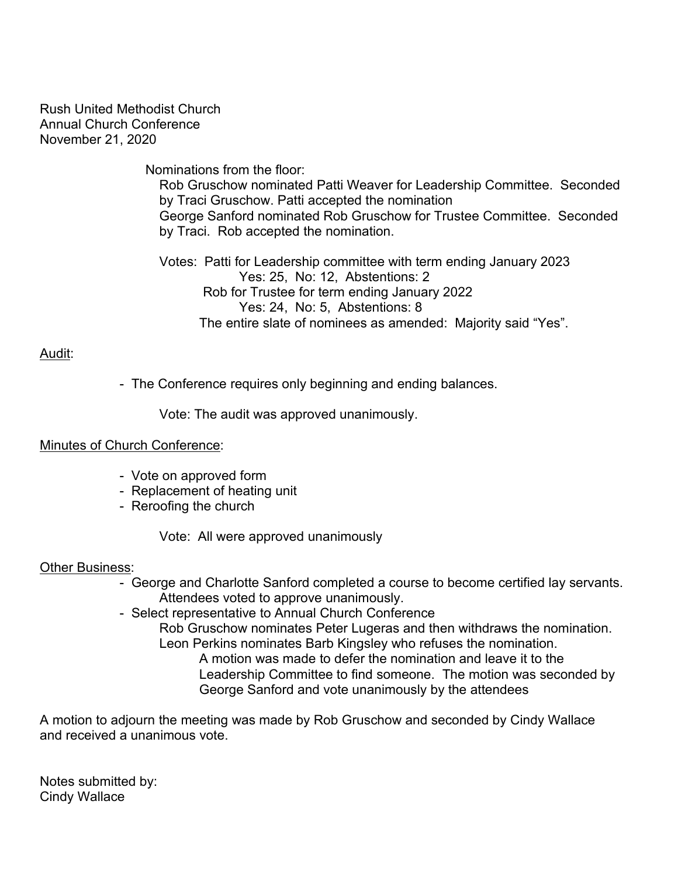Rush United Methodist Church
Annual Church Conference
November 21, 2020

Nominations from the floor:

Rob Gruschow nominated Patti Weaver for Leadership Committee. Seconded by Traci Gruschow. Patti accepted the nomination
George Sanford nominated Rob Gruschow for Trustee Committee. Seconded by Traci. Rob accepted the nomination.

Votes: Patti for Leadership committee with term ending January 2023
Yes: 25, No: 12, Abstentions: 2
Rob for Trustee for term ending January 2022
Yes: 24, No: 5, Abstentions: 8
The entire slate of nominees as amended: Majority said "Yes".

<u>Audit</u>:

- The Conference requires only beginning and ending balances.

Vote: The audit was approved unanimously.

<u>Minutes of Church Conference</u>:

- Vote on approved form
- Replacement of heating unit
- Reroofing the church

Vote: All were approved unanimously

<u>Other Business</u>:

- George and Charlotte Sanford completed a course to become certified lay servants.
  Attendees voted to approve unanimously.
- Select representative to Annual Church Conference
  Rob Gruschow nominates Peter Lugeras and then withdraws the nomination.
  Leon Perkins nominates Barb Kingsley who refuses the nomination.
  A motion was made to defer the nomination and leave it to the Leadership Committee to find someone. The motion was seconded by George Sanford and vote unanimously by the attendees

A motion to adjourn the meeting was made by Rob Gruschow and seconded by Cindy Wallace and received a unanimous vote.

Notes submitted by:
Cindy Wallace